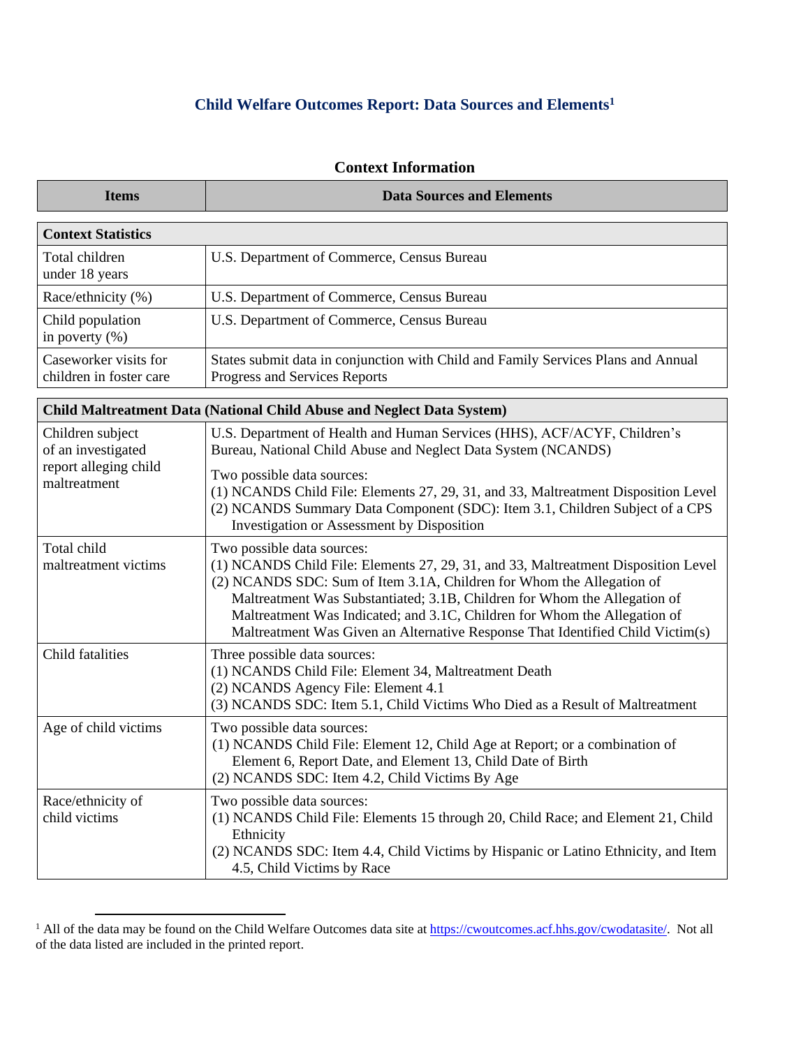# Child Welfare Outcomes Report: Data Sources and Elements[1]

## Context Information

| Items | Data Sources and Elements |
|---|---|
| **Context Statistics** | |
| Total children under 18 years | U.S. Department of Commerce, Census Bureau |
| Race/ethnicity (%) | U.S. Department of Commerce, Census Bureau |
| Child population in poverty (%) | U.S. Department of Commerce, Census Bureau |
| Caseworker visits for children in foster care | States submit data in conjunction with Child and Family Services Plans and Annual Progress and Services Reports |
| **Child Maltreatment Data (National Child Abuse and Neglect Data System)** | |
| Children subject of an investigated report alleging child maltreatment | U.S. Department of Health and Human Services (HHS), ACF/ACYF, Children's Bureau, National Child Abuse and Neglect Data System (NCANDS)<br><br>Two possible data sources:<br>(1) NCANDS Child File: Elements 27, 29, 31, and 33, Maltreatment Disposition Level<br>(2) NCANDS Summary Data Component (SDC): Item 3.1, Children Subject of a CPS Investigation or Assessment by Disposition |
| Total child maltreatment victims | Two possible data sources:<br>(1) NCANDS Child File: Elements 27, 29, 31, and 33, Maltreatment Disposition Level<br>(2) NCANDS SDC: Sum of Item 3.1A, Children for Whom the Allegation of Maltreatment Was Substantiated; 3.1B, Children for Whom the Allegation of Maltreatment Was Indicated; and 3.1C, Children for Whom the Allegation of Maltreatment Was Given an Alternative Response That Identified Child Victim(s) |
| Child fatalities | Three possible data sources:<br>(1) NCANDS Child File: Element 34, Maltreatment Death<br>(2) NCANDS Agency File: Element 4.1<br>(3) NCANDS SDC: Item 5.1, Child Victims Who Died as a Result of Maltreatment |
| Age of child victims | Two possible data sources:<br>(1) NCANDS Child File: Element 12, Child Age at Report; or a combination of Element 6, Report Date, and Element 13, Child Date of Birth<br>(2) NCANDS SDC: Item 4.2, Child Victims By Age |
| Race/ethnicity of child victims | Two possible data sources:<br>(1) NCANDS Child File: Elements 15 through 20, Child Race; and Element 21, Child Ethnicity<br>(2) NCANDS SDC: Item 4.4, Child Victims by Hispanic or Latino Ethnicity, and Item 4.5, Child Victims by Race |

[1] All of the data may be found on the Child Welfare Outcomes data site at https://cwoutcomes.acf.hhs.gov/cwodatasite/. Not all of the data listed are included in the printed report.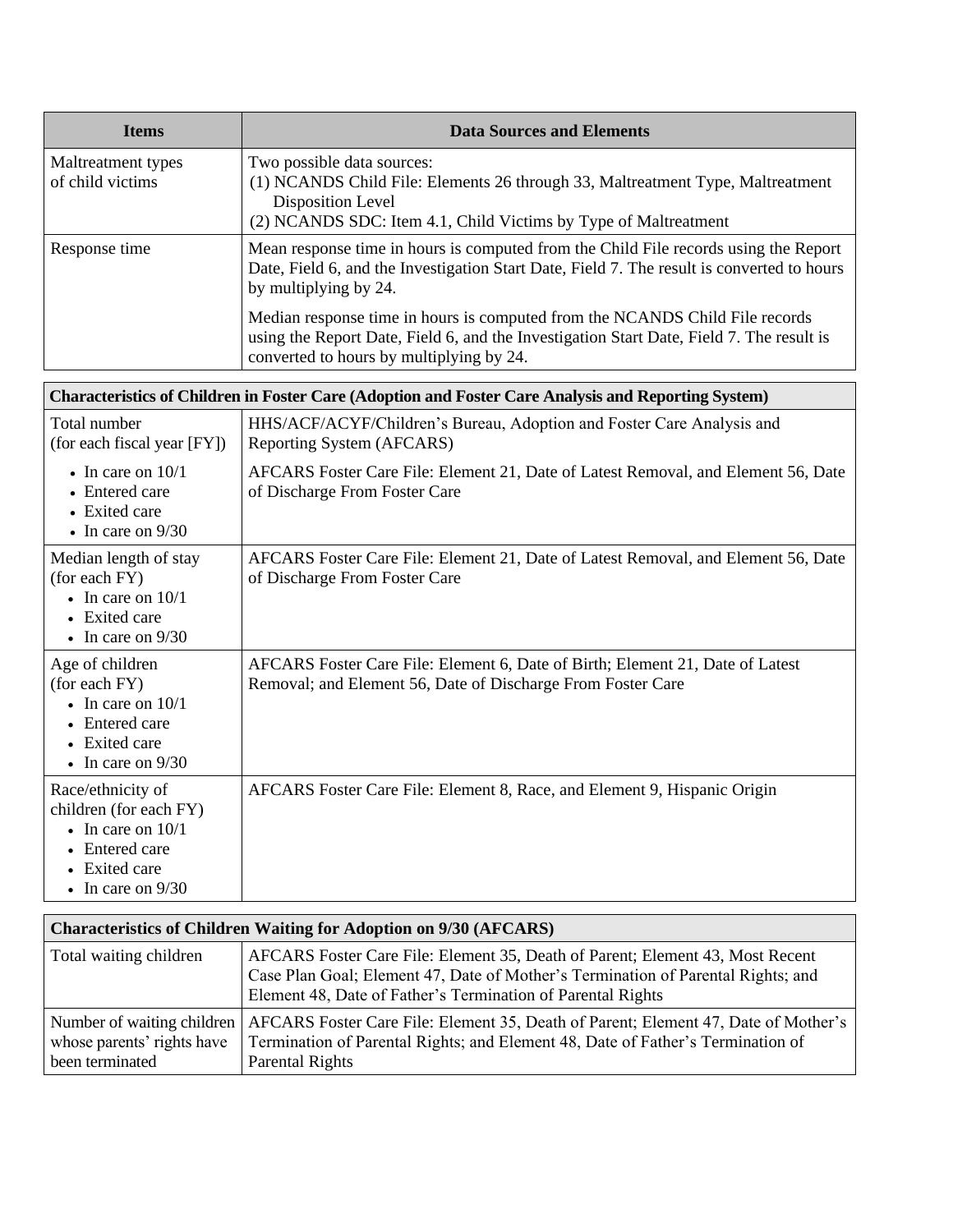| Items | Data Sources and Elements |
|---|---|
| Maltreatment types of child victims | Two possible data sources:<br>(1) NCANDS Child File: Elements 26 through 33, Maltreatment Type, Maltreatment Disposition Level<br>(2) NCANDS SDC: Item 4.1, Child Victims by Type of Maltreatment |
| Response time | Mean response time in hours is computed from the Child File records using the Report Date, Field 6, and the Investigation Start Date, Field 7. The result is converted to hours by multiplying by 24.<br><br>Median response time in hours is computed from the NCANDS Child File records using the Report Date, Field 6, and the Investigation Start Date, Field 7. The result is converted to hours by multiplying by 24. |

| **Characteristics of Children in Foster Care (Adoption and Foster Care Analysis and Reporting System)** | |
|---|---|
| Total number (for each fiscal year [FY]) | HHS/ACF/ACYF/Children's Bureau, Adoption and Foster Care Analysis and Reporting System (AFCARS) |
| • In care on 10/1<br>• Entered care<br>• Exited care<br>• In care on 9/30 | AFCARS Foster Care File: Element 21, Date of Latest Removal, and Element 56, Date of Discharge From Foster Care |
| Median length of stay (for each FY)<br>• In care on 10/1<br>• Exited care<br>• In care on 9/30 | AFCARS Foster Care File: Element 21, Date of Latest Removal, and Element 56, Date of Discharge From Foster Care |
| Age of children (for each FY)<br>• In care on 10/1<br>• Entered care<br>• Exited care<br>• In care on 9/30 | AFCARS Foster Care File: Element 6, Date of Birth; Element 21, Date of Latest Removal; and Element 56, Date of Discharge From Foster Care |
| Race/ethnicity of children (for each FY)<br>• In care on 10/1<br>• Entered care<br>• Exited care<br>• In care on 9/30 | AFCARS Foster Care File: Element 8, Race, and Element 9, Hispanic Origin |

| **Characteristics of Children Waiting for Adoption on 9/30 (AFCARS)** | |
|---|---|
| Total waiting children | AFCARS Foster Care File: Element 35, Death of Parent; Element 43, Most Recent Case Plan Goal; Element 47, Date of Mother's Termination of Parental Rights; and Element 48, Date of Father's Termination of Parental Rights |
| Number of waiting children whose parents' rights have been terminated | AFCARS Foster Care File: Element 35, Death of Parent; Element 47, Date of Mother's Termination of Parental Rights; and Element 48, Date of Father's Termination of Parental Rights |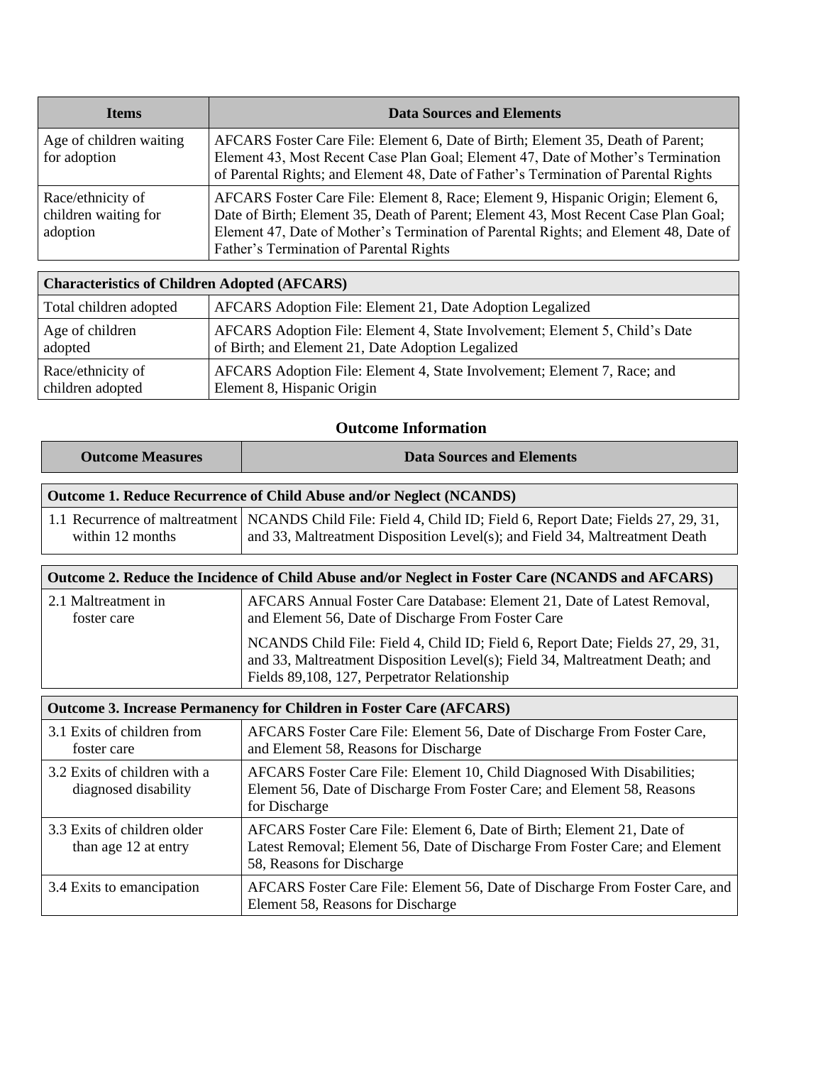| Items | Data Sources and Elements |
| --- | --- |
| Age of children waiting for adoption | AFCARS Foster Care File: Element 6, Date of Birth; Element 35, Death of Parent; Element 43, Most Recent Case Plan Goal; Element 47, Date of Mother's Termination of Parental Rights; and Element 48, Date of Father's Termination of Parental Rights |
| Race/ethnicity of children waiting for adoption | AFCARS Foster Care File: Element 8, Race; Element 9, Hispanic Origin; Element 6, Date of Birth; Element 35, Death of Parent; Element 43, Most Recent Case Plan Goal; Element 47, Date of Mother's Termination of Parental Rights; and Element 48, Date of Father's Termination of Parental Rights |
| **Characteristics of Children Adopted (AFCARS)** | |
| Total children adopted | AFCARS Adoption File: Element 21, Date Adoption Legalized |
| Age of children adopted | AFCARS Adoption File: Element 4, State Involvement; Element 5, Child's Date of Birth; and Element 21, Date Adoption Legalized |
| Race/ethnicity of children adopted | AFCARS Adoption File: Element 4, State Involvement; Element 7, Race; and Element 8, Hispanic Origin |

## Outcome Information

| Outcome Measures | Data Sources and Elements |
| --- | --- |
| **Outcome 1. Reduce Recurrence of Child Abuse and/or Neglect (NCANDS)** | |
| 1.1 Recurrence of maltreatment within 12 months | NCANDS Child File: Field 4, Child ID; Field 6, Report Date; Fields 27, 29, 31, and 33, Maltreatment Disposition Level(s); and Field 34, Maltreatment Death |
| **Outcome 2. Reduce the Incidence of Child Abuse and/or Neglect in Foster Care (NCANDS and AFCARS)** | |
| 2.1 Maltreatment in foster care | AFCARS Annual Foster Care Database: Element 21, Date of Latest Removal, and Element 56, Date of Discharge From Foster Care<br><br>NCANDS Child File: Field 4, Child ID; Field 6, Report Date; Fields 27, 29, 31, and 33, Maltreatment Disposition Level(s); Field 34, Maltreatment Death; and Fields 89,108, 127, Perpetrator Relationship |
| **Outcome 3. Increase Permanency for Children in Foster Care (AFCARS)** | |
| 3.1 Exits of children from foster care | AFCARS Foster Care File: Element 56, Date of Discharge From Foster Care, and Element 58, Reasons for Discharge |
| 3.2 Exits of children with a diagnosed disability | AFCARS Foster Care File: Element 10, Child Diagnosed With Disabilities; Element 56, Date of Discharge From Foster Care; and Element 58, Reasons for Discharge |
| 3.3 Exits of children older than age 12 at entry | AFCARS Foster Care File: Element 6, Date of Birth; Element 21, Date of Latest Removal; Element 56, Date of Discharge From Foster Care; and Element 58, Reasons for Discharge |
| 3.4 Exits to emancipation | AFCARS Foster Care File: Element 56, Date of Discharge From Foster Care, and Element 58, Reasons for Discharge |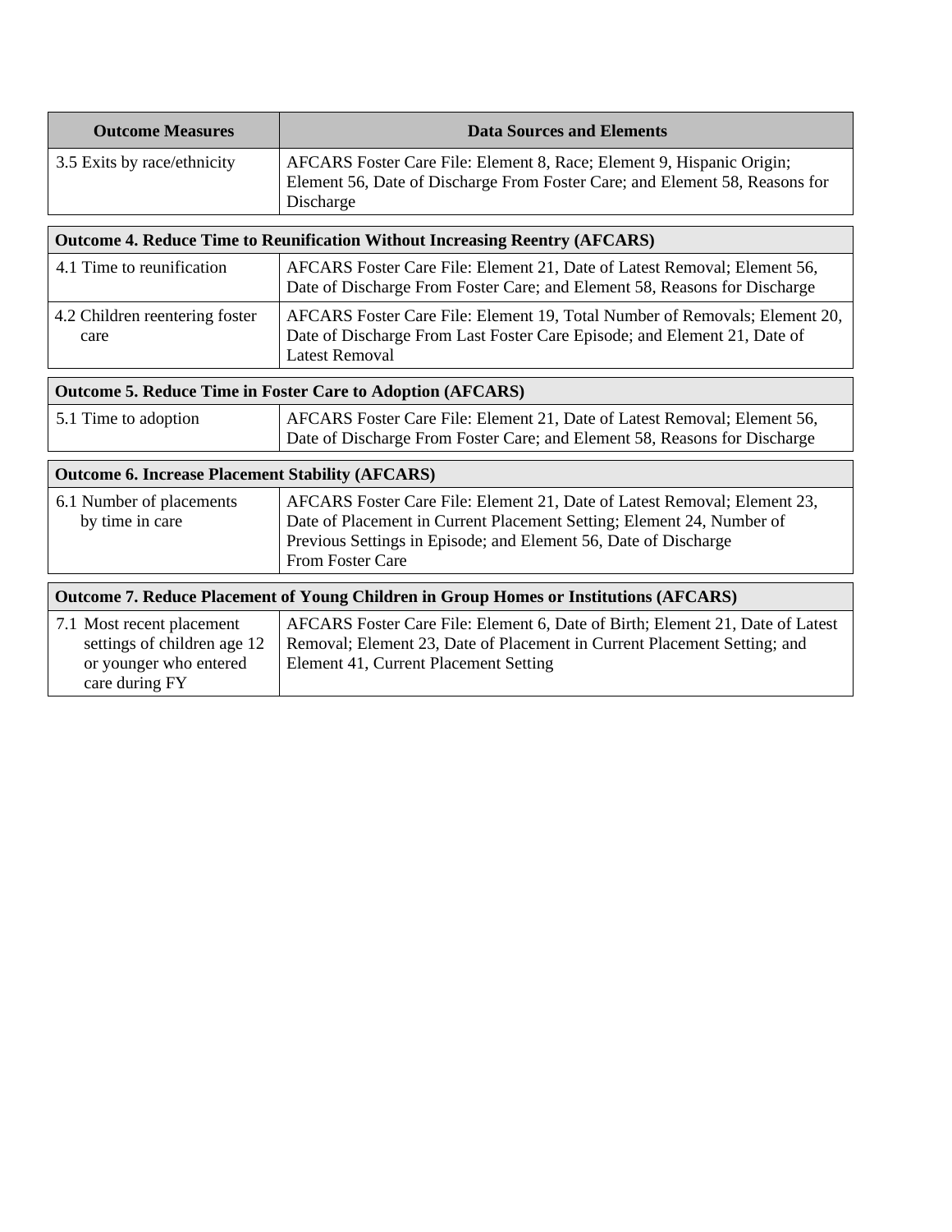| Outcome Measures | Data Sources and Elements |
|---|---|
| 3.5 Exits by race/ethnicity | AFCARS Foster Care File: Element 8, Race; Element 9, Hispanic Origin; Element 56, Date of Discharge From Foster Care; and Element 58, Reasons for Discharge |
| **Outcome 4. Reduce Time to Reunification Without Increasing Reentry (AFCARS)** | |
| 4.1 Time to reunification | AFCARS Foster Care File: Element 21, Date of Latest Removal; Element 56, Date of Discharge From Foster Care; and Element 58, Reasons for Discharge |
| 4.2 Children reentering foster care | AFCARS Foster Care File: Element 19, Total Number of Removals; Element 20, Date of Discharge From Last Foster Care Episode; and Element 21, Date of Latest Removal |
| **Outcome 5. Reduce Time in Foster Care to Adoption (AFCARS)** | |
| 5.1 Time to adoption | AFCARS Foster Care File: Element 21, Date of Latest Removal; Element 56, Date of Discharge From Foster Care; and Element 58, Reasons for Discharge |
| **Outcome 6. Increase Placement Stability (AFCARS)** | |
| 6.1 Number of placements by time in care | AFCARS Foster Care File: Element 21, Date of Latest Removal; Element 23, Date of Placement in Current Placement Setting; Element 24, Number of Previous Settings in Episode; and Element 56, Date of Discharge From Foster Care |
| **Outcome 7. Reduce Placement of Young Children in Group Homes or Institutions (AFCARS)** | |
| 7.1 Most recent placement settings of children age 12 or younger who entered care during FY | AFCARS Foster Care File: Element 6, Date of Birth; Element 21, Date of Latest Removal; Element 23, Date of Placement in Current Placement Setting; and Element 41, Current Placement Setting |